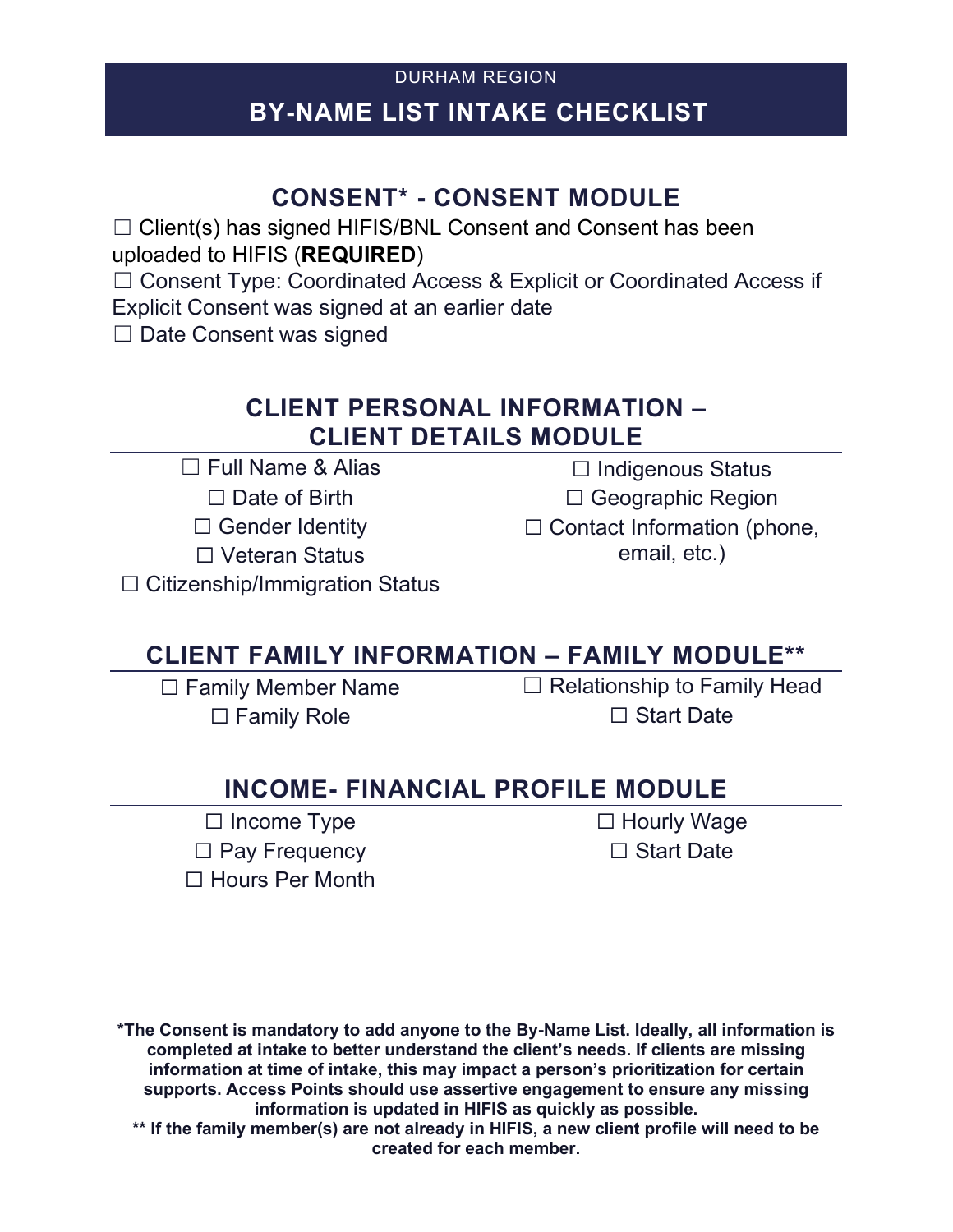DURHAM REGION

# BY-NAME LIST INTAKE CHECKLIST

## CONSENT* - CONSENT MODULE

☐ Client(s) has signed HIFIS/BNL Consent and Consent has been uploaded to HIFIS (**REQUIRED**)

☐ Consent Type: Coordinated Access & Explicit or Coordinated Access if Explicit Consent was signed at an earlier date

☐ Date Consent was signed

## CLIENT PERSONAL INFORMATION – CLIENT DETAILS MODULE

☐ Full Name & Alias

☐ Date of Birth

☐ Gender Identity

☐ Veteran Status

☐ Citizenship/Immigration Status

☐ Indigenous Status

☐ Geographic Region

☐ Contact Information (phone, email, etc.)

## CLIENT FAMILY INFORMATION – FAMILY MODULE**

☐ Family Member Name

☐ Family Role

☐ Relationship to Family Head

☐ Start Date

## INCOME- FINANCIAL PROFILE MODULE

☐ Income Type

☐ Pay Frequency

☐ Hours Per Month

☐ Hourly Wage

☐ Start Date

**\*The Consent is mandatory to add anyone to the By-Name List. Ideally, all information is completed at intake to better understand the client's needs. If clients are missing information at time of intake, this may impact a person's prioritization for certain supports. Access Points should use assertive engagement to ensure any missing information is updated in HIFIS as quickly as possible.**

**\*\* If the family member(s) are not already in HIFIS, a new client profile will need to be created for each member.**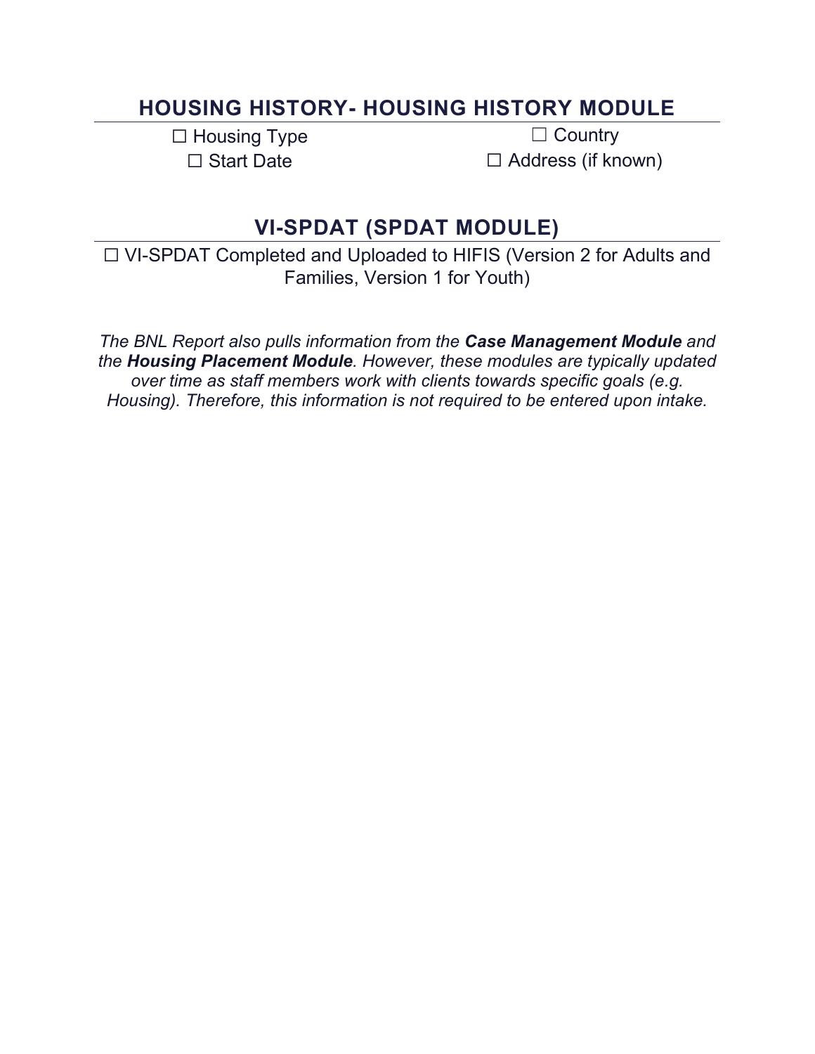## HOUSING HISTORY- HOUSING HISTORY MODULE

☐ Housing Type

☐ Start Date

☐ Country

☐ Address (if known)

## VI-SPDAT (SPDAT MODULE)

☐ VI-SPDAT Completed and Uploaded to HIFIS (Version 2 for Adults and Families, Version 1 for Youth)

*The BNL Report also pulls information from the **Case Management Module** and the **Housing Placement Module**. However, these modules are typically updated over time as staff members work with clients towards specific goals (e.g. Housing). Therefore, this information is not required to be entered upon intake.*